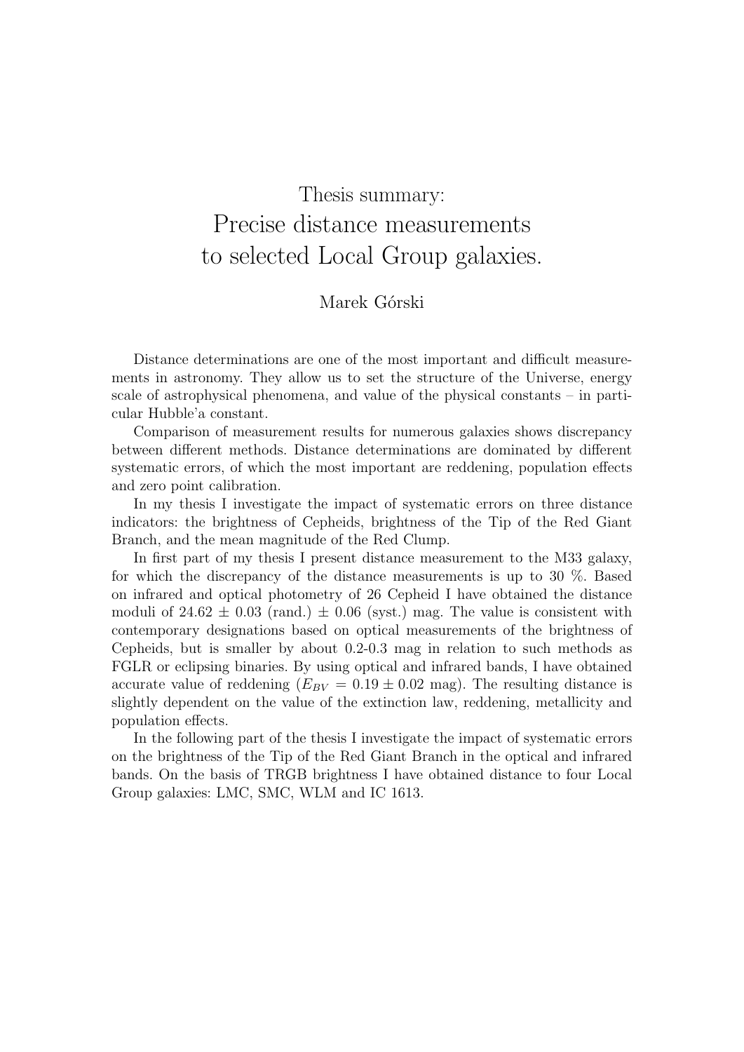# Thesis summary: Precise distance measurements to selected Local Group galaxies.

Marek Górski

Distance determinations are one of the most important and difficult measurements in astronomy. They allow us to set the structure of the Universe, energy scale of astrophysical phenomena, and value of the physical constants – in particular Hubble'a constant.

Comparison of measurement results for numerous galaxies shows discrepancy between different methods. Distance determinations are dominated by different systematic errors, of which the most important are reddening, population effects and zero point calibration.

In my thesis I investigate the impact of systematic errors on three distance indicators: the brightness of Cepheids, brightness of the Tip of the Red Giant Branch, and the mean magnitude of the Red Clump.

In first part of my thesis I present distance measurement to the M33 galaxy, for which the discrepancy of the distance measurements is up to 30 %. Based on infrared and optical photometry of 26 Cepheid I have obtained the distance moduli of $24.62 \pm 0.03$ (rand.) $\pm$ 0.06 (syst.) mag. The value is consistent with contemporary designations based on optical measurements of the brightness of Cepheids, but is smaller by about 0.2-0.3 mag in relation to such methods as FGLR or eclipsing binaries. By using optical and infrared bands, I have obtained accurate value of reddening ($E_{BV} = 0.19 \pm 0.02$ mag). The resulting distance is slightly dependent on the value of the extinction law, reddening, metallicity and population effects.

In the following part of the thesis I investigate the impact of systematic errors on the brightness of the Tip of the Red Giant Branch in the optical and infrared bands. On the basis of TRGB brightness I have obtained distance to four Local Group galaxies: LMC, SMC, WLM and IC 1613.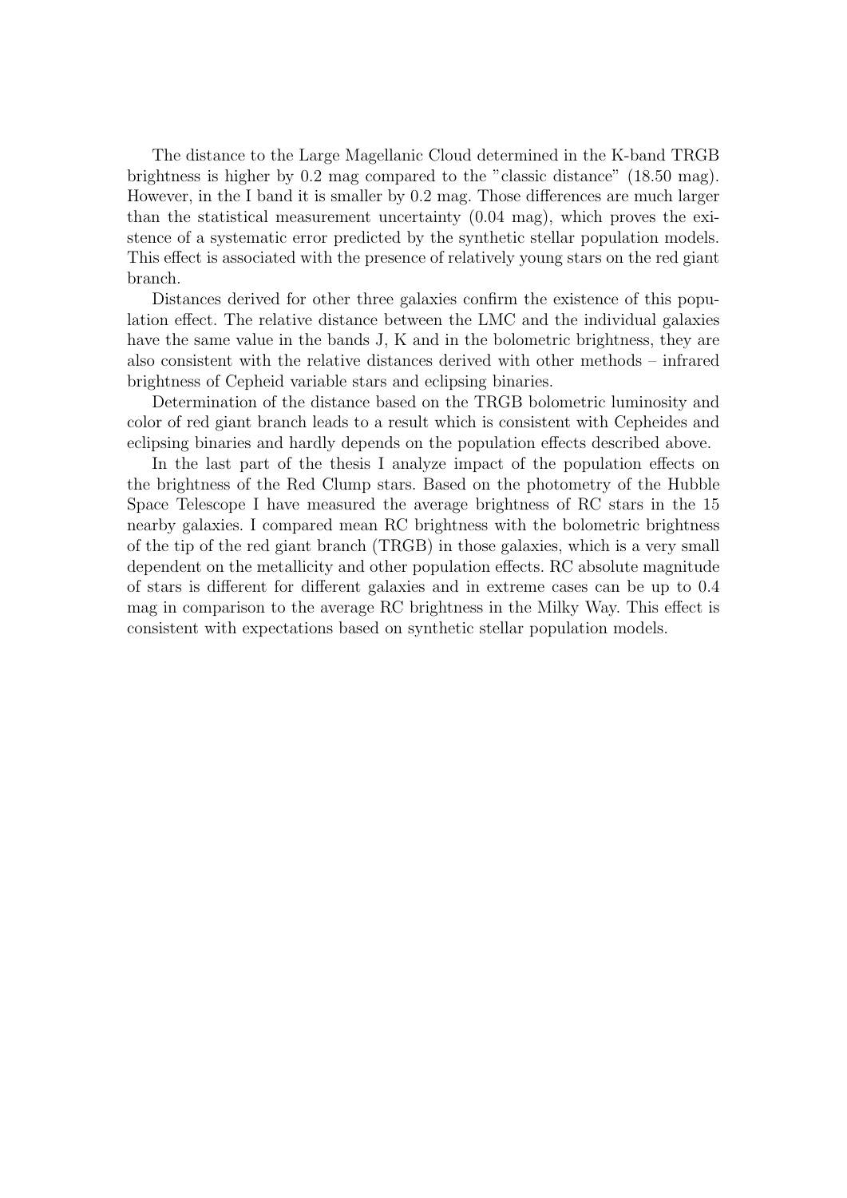The distance to the Large Magellanic Cloud determined in the K-band TRGB brightness is higher by 0.2 mag compared to the "classic distance" (18.50 mag). However, in the I band it is smaller by 0.2 mag. Those differences are much larger than the statistical measurement uncertainty (0.04 mag), which proves the existence of a systematic error predicted by the synthetic stellar population models. This effect is associated with the presence of relatively young stars on the red giant branch.

Distances derived for other three galaxies confirm the existence of this population effect. The relative distance between the LMC and the individual galaxies have the same value in the bands J, K and in the bolometric brightness, they are also consistent with the relative distances derived with other methods – infrared brightness of Cepheid variable stars and eclipsing binaries.

Determination of the distance based on the TRGB bolometric luminosity and color of red giant branch leads to a result which is consistent with Cepheides and eclipsing binaries and hardly depends on the population effects described above.

In the last part of the thesis I analyze impact of the population effects on the brightness of the Red Clump stars. Based on the photometry of the Hubble Space Telescope I have measured the average brightness of RC stars in the 15 nearby galaxies. I compared mean RC brightness with the bolometric brightness of the tip of the red giant branch (TRGB) in those galaxies, which is a very small dependent on the metallicity and other population effects. RC absolute magnitude of stars is different for different galaxies and in extreme cases can be up to 0.4 mag in comparison to the average RC brightness in the Milky Way. This effect is consistent with expectations based on synthetic stellar population models.